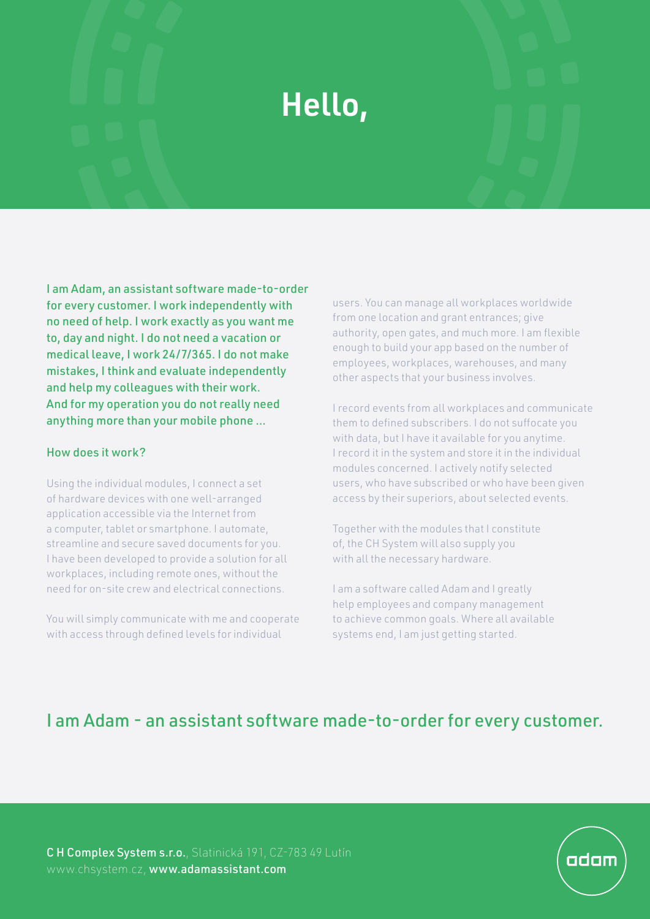# Hello,

I am Adam, an assistant software made-to-order for every customer. I work independently with no need of help. I work exactly as you want me to, day and night. I do not need a vacation or medical leave, I work 24/7/365. I do not make mistakes, I think and evaluate independently and help my colleagues with their work. And for my operation you do not really need anything more than your mobile phone ...

## How does it work?

Using the individual modules, I connect a set of hardware devices with one well-arranged application accessible via the Internet from a computer, tablet or smartphone. I automate, streamline and secure saved documents for you. I have been developed to provide a solution for all workplaces, including remote ones, without the need for on-site crew and electrical connections.

You will simply communicate with me and cooperate with access through defined levels for individual users. You can manage all workplaces worldwide from one location and grant entrances; give authority, open gates, and much more. I am flexible enough to build your app based on the number of employees, workplaces, warehouses, and many other aspects that your business involves.

I record events from all workplaces and communicate them to defined subscribers. I do not suffocate you with data, but I have it available for you anytime. I record it in the system and store it in the individual modules concerned. I actively notify selected users, who have subscribed or who have been given access by their superiors, about selected events.

Together with the modules that I constitute of, the CH System will also supply you with all the necessary hardware.

I am a software called Adam and I greatly help employees and company management to achieve common goals. Where all available systems end, I am just getting started.

## I am Adam - an assistant software made-to-order for every customer.

**C H Complex System s.r.o.**, Slatinická 191, CZ-783 49 Lutín
www.chsystem.cz, **www.adamassistant.com**

adam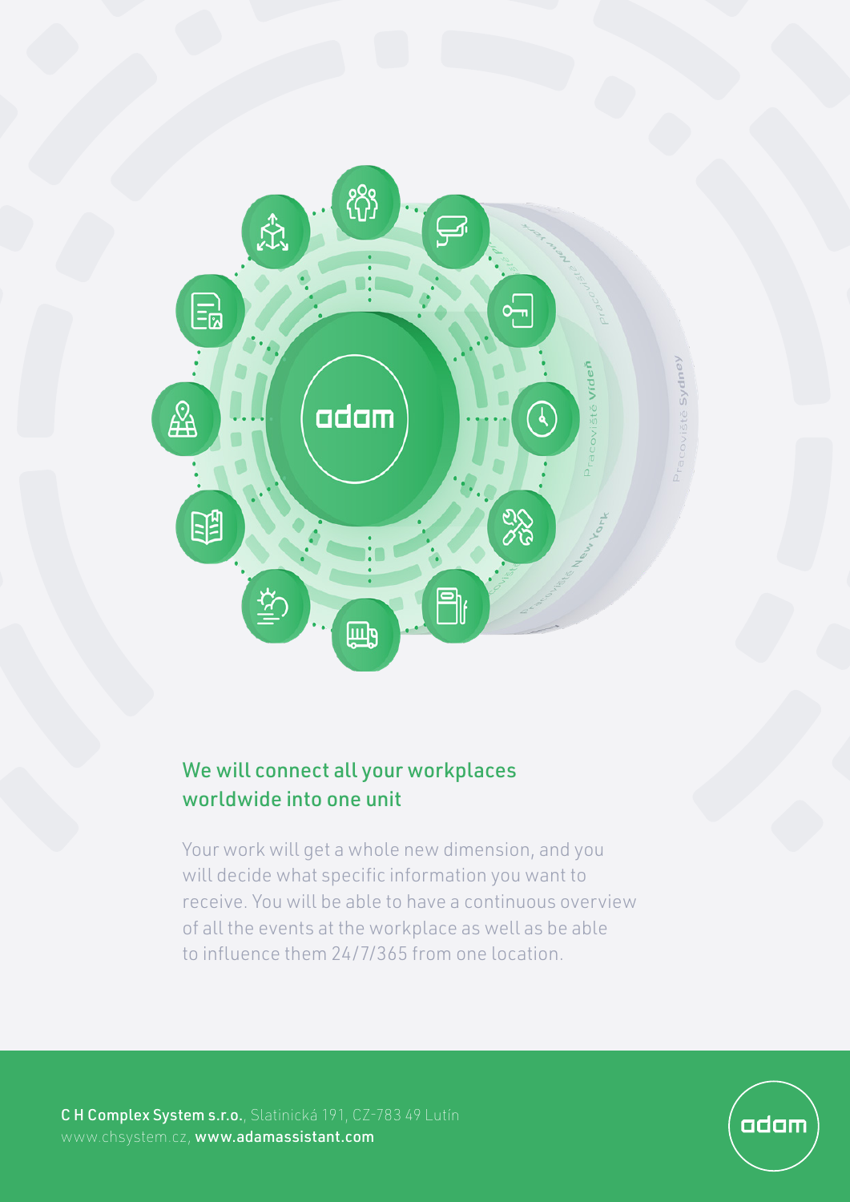## We will connect all your workplaces worldwide into one unit

Your work will get a whole new dimension, and you will decide what specific information you want to receive. You will be able to have a continuous overview of all the events at the workplace as well as be able to influence them 24/7/365 from one location.

**C H Complex System s.r.o.**, Slatinická 191, CZ-783 49 Lutín
www.chsystem.cz, **www.adamassistant.com**